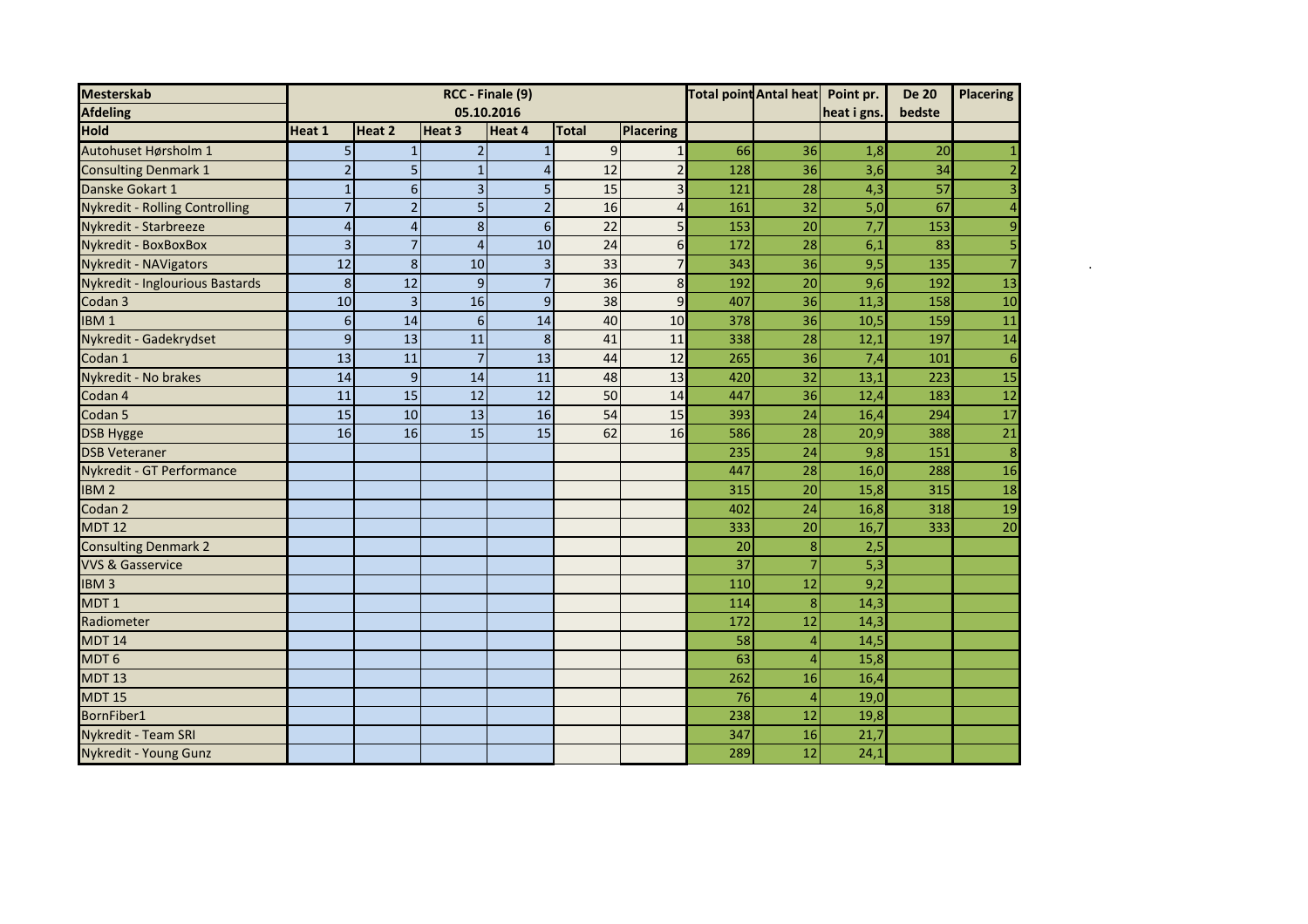| Mesterskab | RCC - Finale (9) | | | | | | Total point | Antal heat | Point pr. | De 20 | Placering |
|---|---|---|---|---|---|---|---|---|---|---|---|
| Afdeling | 05.10.2016 | | | | | | | | heat i gns. | bedste | |
| Hold | Heat 1 | Heat 2 | Heat 3 | Heat 4 | Total | Placering | | | | | |
| Autohuset Hørsholm 1 | 5 | 1 | 2 | 1 | 9 | 1 | 66 | 36 | 1,8 | 20 | 1 |
| Consulting Denmark 1 | 2 | 5 | 1 | 4 | 12 | 2 | 128 | 36 | 3,6 | 34 | 2 |
| Danske Gokart 1 | 1 | 6 | 3 | 5 | 15 | 3 | 121 | 28 | 4,3 | 57 | 3 |
| Nykredit - Rolling Controlling | 7 | 2 | 5 | 2 | 16 | 4 | 161 | 32 | 5,0 | 67 | 4 |
| Nykredit - Starbreeze | 4 | 4 | 8 | 6 | 22 | 5 | 153 | 20 | 7,7 | 153 | 9 |
| Nykredit - BoxBoxBox | 3 | 7 | 4 | 10 | 24 | 6 | 172 | 28 | 6,1 | 83 | 5 |
| Nykredit - NAVigators | 12 | 8 | 10 | 3 | 33 | 7 | 343 | 36 | 9,5 | 135 | 7 |
| Nykredit - Inglourious Bastards | 8 | 12 | 9 | 7 | 36 | 8 | 192 | 20 | 9,6 | 192 | 13 |
| Codan 3 | 10 | 3 | 16 | 9 | 38 | 9 | 407 | 36 | 11,3 | 158 | 10 |
| IBM 1 | 6 | 14 | 6 | 14 | 40 | 10 | 378 | 36 | 10,5 | 159 | 11 |
| Nykredit - Gadekrydset | 9 | 13 | 11 | 8 | 41 | 11 | 338 | 28 | 12,1 | 197 | 14 |
| Codan 1 | 13 | 11 | 7 | 13 | 44 | 12 | 265 | 36 | 7,4 | 101 | 6 |
| Nykredit - No brakes | 14 | 9 | 14 | 11 | 48 | 13 | 420 | 32 | 13,1 | 223 | 15 |
| Codan 4 | 11 | 15 | 12 | 12 | 50 | 14 | 447 | 36 | 12,4 | 183 | 12 |
| Codan 5 | 15 | 10 | 13 | 16 | 54 | 15 | 393 | 24 | 16,4 | 294 | 17 |
| DSB Hygge | 16 | 16 | 15 | 15 | 62 | 16 | 586 | 28 | 20,9 | 388 | 21 |
| DSB Veteraner | | | | | | | 235 | 24 | 9,8 | 151 | 8 |
| Nykredit - GT Performance | | | | | | | 447 | 28 | 16,0 | 288 | 16 |
| IBM 2 | | | | | | | 315 | 20 | 15,8 | 315 | 18 |
| Codan 2 | | | | | | | 402 | 24 | 16,8 | 318 | 19 |
| MDT 12 | | | | | | | 333 | 20 | 16,7 | 333 | 20 |
| Consulting Denmark 2 | | | | | | | 20 | 8 | 2,5 | | |
| VVS & Gasservice | | | | | | | 37 | 7 | 5,3 | | |
| IBM 3 | | | | | | | 110 | 12 | 9,2 | | |
| MDT 1 | | | | | | | 114 | 8 | 14,3 | | |
| Radiometer | | | | | | | 172 | 12 | 14,3 | | |
| MDT 14 | | | | | | | 58 | 4 | 14,5 | | |
| MDT 6 | | | | | | | 63 | 4 | 15,8 | | |
| MDT 13 | | | | | | | 262 | 16 | 16,4 | | |
| MDT 15 | | | | | | | 76 | 4 | 19,0 | | |
| BornFiber1 | | | | | | | 238 | 12 | 19,8 | | |
| Nykredit - Team SRI | | | | | | | 347 | 16 | 21,7 | | |
| Nykredit - Young Gunz | | | | | | | 289 | 12 | 24,1 | | |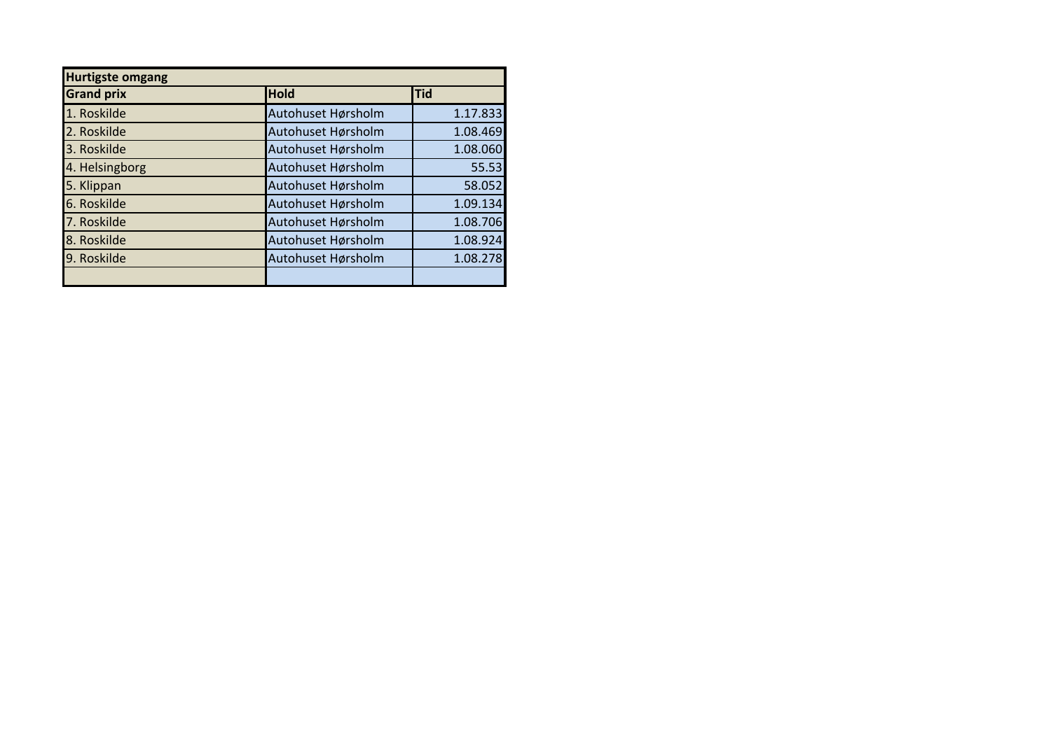| Hurtigste omgang | | |
|---|---|---|
| **Grand prix** | **Hold** | **Tid** |
| 1. Roskilde | Autohuset Hørsholm | 1.17.833 |
| 2. Roskilde | Autohuset Hørsholm | 1.08.469 |
| 3. Roskilde | Autohuset Hørsholm | 1.08.060 |
| 4. Helsingborg | Autohuset Hørsholm | 55.53 |
| 5. Klippan | Autohuset Hørsholm | 58.052 |
| 6. Roskilde | Autohuset Hørsholm | 1.09.134 |
| 7. Roskilde | Autohuset Hørsholm | 1.08.706 |
| 8. Roskilde | Autohuset Hørsholm | 1.08.924 |
| 9. Roskilde | Autohuset Hørsholm | 1.08.278 |
| | | |